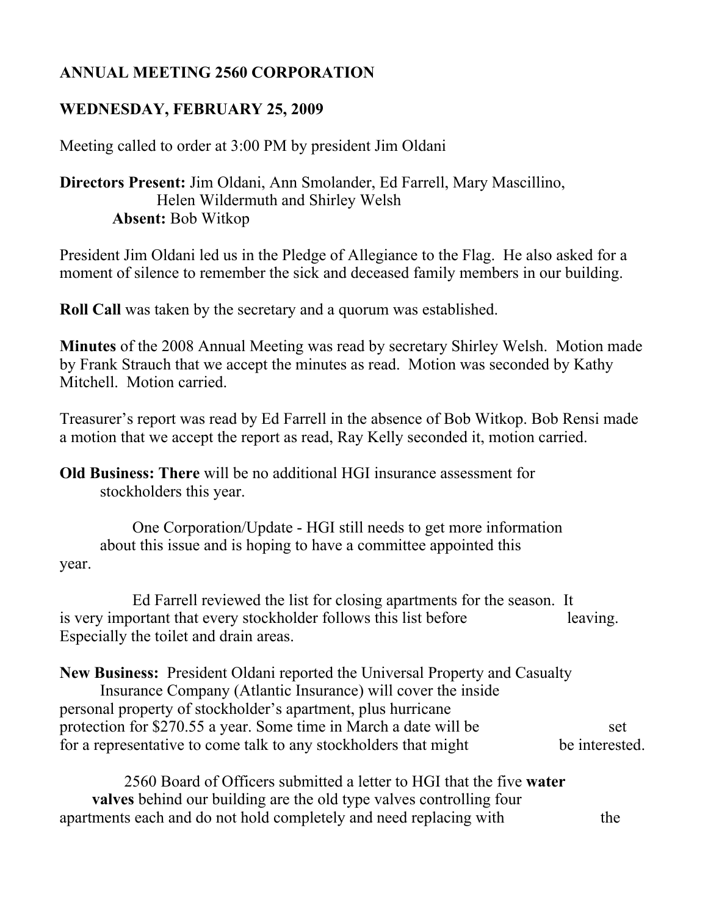**ANNUAL MEETING 2560 CORPORATION**

**WEDNESDAY, FEBRUARY 25, 2009**

Meeting called to order at 3:00 PM by president Jim Oldani

**Directors Present:** Jim Oldani, Ann Smolander, Ed Farrell, Mary Mascillino, Helen Wildermuth and Shirley Welsh
**Absent:** Bob Witkop

President Jim Oldani led us in the Pledge of Allegiance to the Flag. He also asked for a moment of silence to remember the sick and deceased family members in our building.

**Roll Call** was taken by the secretary and a quorum was established.

**Minutes** of the 2008 Annual Meeting was read by secretary Shirley Welsh. Motion made by Frank Strauch that we accept the minutes as read. Motion was seconded by Kathy Mitchell. Motion carried.

Treasurer's report was read by Ed Farrell in the absence of Bob Witkop. Bob Rensi made a motion that we accept the report as read, Ray Kelly seconded it, motion carried.

**Old Business: There** will be no additional HGI insurance assessment for stockholders this year.

One Corporation/Update - HGI still needs to get more information about this issue and is hoping to have a committee appointed this year.

Ed Farrell reviewed the list for closing apartments for the season. It is very important that every stockholder follows this list before leaving. Especially the toilet and drain areas.

**New Business:** President Oldani reported the Universal Property and Casualty Insurance Company (Atlantic Insurance) will cover the inside personal property of stockholder's apartment, plus hurricane protection for $270.55 a year. Some time in March a date will be set for a representative to come talk to any stockholders that might be interested.

2560 Board of Officers submitted a letter to HGI that the five **water valves** behind our building are the old type valves controlling four apartments each and do not hold completely and need replacing with the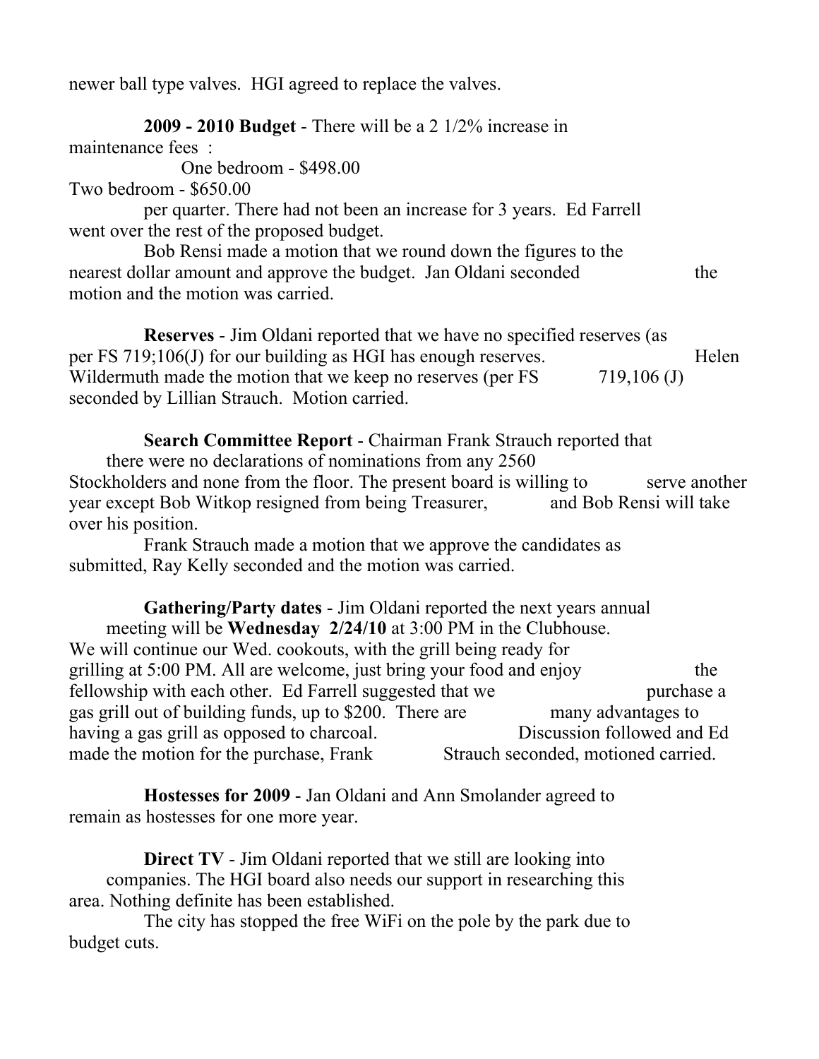newer ball type valves. HGI agreed to replace the valves.

**2009 - 2010 Budget** - There will be a 2 1/2% increase in maintenance fees :

One bedroom - $498.00
Two bedroom - $650.00

per quarter. There had not been an increase for 3 years. Ed Farrell went over the rest of the proposed budget.

Bob Rensi made a motion that we round down the figures to the nearest dollar amount and approve the budget. Jan Oldani seconded the motion and the motion was carried.

**Reserves** - Jim Oldani reported that we have no specified reserves (as per FS 719;106(J) for our building as HGI has enough reserves. Helen Wildermuth made the motion that we keep no reserves (per FS 719,106 (J) seconded by Lillian Strauch. Motion carried.

**Search Committee Report** - Chairman Frank Strauch reported that there were no declarations of nominations from any 2560 Stockholders and none from the floor. The present board is willing to serve another year except Bob Witkop resigned from being Treasurer, and Bob Rensi will take over his position.

Frank Strauch made a motion that we approve the candidates as submitted, Ray Kelly seconded and the motion was carried.

**Gathering/Party dates** - Jim Oldani reported the next years annual meeting will be **Wednesday 2/24/10** at 3:00 PM in the Clubhouse. We will continue our Wed. cookouts, with the grill being ready for grilling at 5:00 PM. All are welcome, just bring your food and enjoy the fellowship with each other. Ed Farrell suggested that we purchase a gas grill out of building funds, up to $200. There are many advantages to having a gas grill as opposed to charcoal. Discussion followed and Ed made the motion for the purchase, Frank Strauch seconded, motioned carried.

**Hostesses for 2009** - Jan Oldani and Ann Smolander agreed to remain as hostesses for one more year.

**Direct TV** - Jim Oldani reported that we still are looking into companies. The HGI board also needs our support in researching this area. Nothing definite has been established.

The city has stopped the free WiFi on the pole by the park due to budget cuts.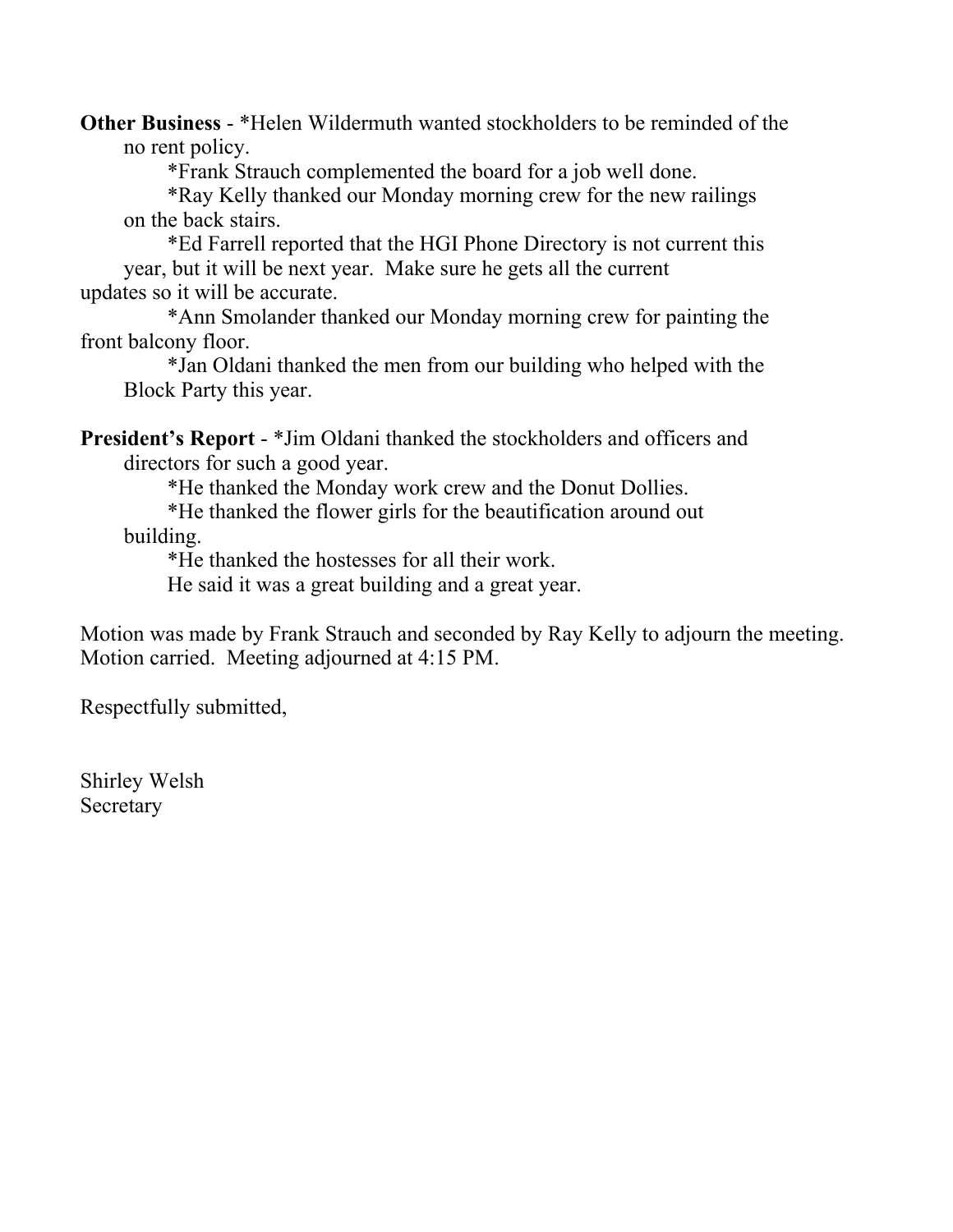**Other Business** - *Helen Wildermuth wanted stockholders to be reminded of the no rent policy.

*Frank Strauch complemented the board for a job well done.

*Ray Kelly thanked our Monday morning crew for the new railings on the back stairs.

*Ed Farrell reported that the HGI Phone Directory is not current this year, but it will be next year. Make sure he gets all the current updates so it will be accurate.

*Ann Smolander thanked our Monday morning crew for painting the front balcony floor.

*Jan Oldani thanked the men from our building who helped with the Block Party this year.

**President's Report** - *Jim Oldani thanked the stockholders and officers and directors for such a good year.

*He thanked the Monday work crew and the Donut Dollies.

*He thanked the flower girls for the beautification around out building.

*He thanked the hostesses for all their work.

He said it was a great building and a great year.

Motion was made by Frank Strauch and seconded by Ray Kelly to adjourn the meeting. Motion carried. Meeting adjourned at 4:15 PM.

Respectfully submitted,

Shirley Welsh
Secretary